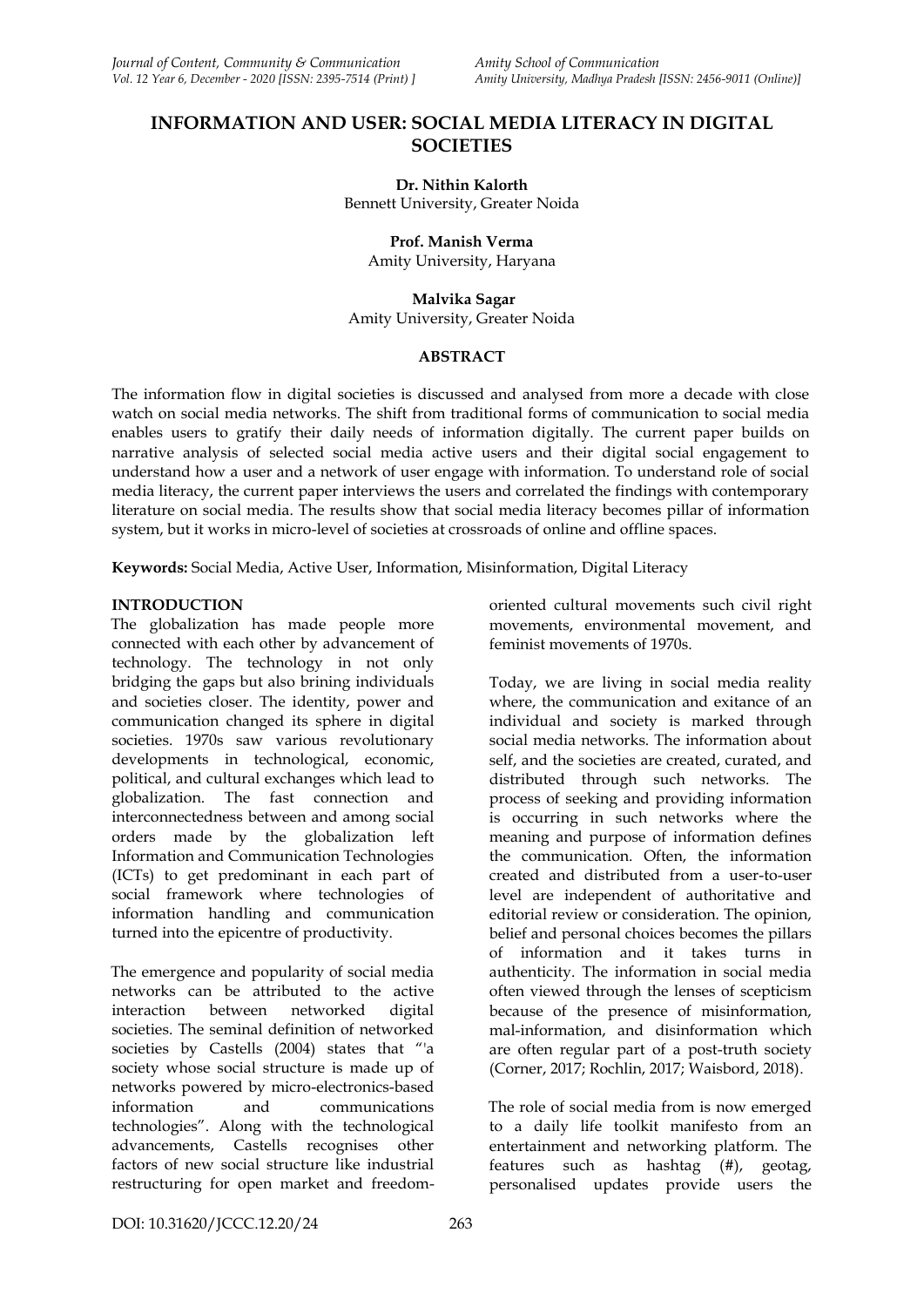# INFORMATION AND USER: SOCIAL MEDIA LITERACY IN DIGITAL SOCIETIES

**Dr. Nithin Kalorth**
Bennett University, Greater Noida

**Prof. Manish Verma**
Amity University, Haryana

**Malvika Sagar**
Amity University, Greater Noida

## ABSTRACT

The information flow in digital societies is discussed and analysed from more a decade with close watch on social media networks. The shift from traditional forms of communication to social media enables users to gratify their daily needs of information digitally. The current paper builds on narrative analysis of selected social media active users and their digital social engagement to understand how a user and a network of user engage with information. To understand role of social media literacy, the current paper interviews the users and correlated the findings with contemporary literature on social media. The results show that social media literacy becomes pillar of information system, but it works in micro-level of societies at crossroads of online and offline spaces.

**Keywords:** Social Media, Active User, Information, Misinformation, Digital Literacy

## INTRODUCTION

The globalization has made people more connected with each other by advancement of technology. The technology in not only bridging the gaps but also brining individuals and societies closer. The identity, power and communication changed its sphere in digital societies. 1970s saw various revolutionary developments in technological, economic, political, and cultural exchanges which lead to globalization. The fast connection and interconnectedness between and among social orders made by the globalization left Information and Communication Technologies (ICTs) to get predominant in each part of social framework where technologies of information handling and communication turned into the epicentre of productivity.

The emergence and popularity of social media networks can be attributed to the active interaction between networked digital societies. The seminal definition of networked societies by Castells (2004) states that "'a society whose social structure is made up of networks powered by micro-electronics-based information and communications technologies". Along with the technological advancements, Castells recognises other factors of new social structure like industrial restructuring for open market and freedom-oriented cultural movements such civil right movements, environmental movement, and feminist movements of 1970s.

Today, we are living in social media reality where, the communication and exitance of an individual and society is marked through social media networks. The information about self, and the societies are created, curated, and distributed through such networks. The process of seeking and providing information is occurring in such networks where the meaning and purpose of information defines the communication. Often, the information created and distributed from a user-to-user level are independent of authoritative and editorial review or consideration. The opinion, belief and personal choices becomes the pillars of information and it takes turns in authenticity. The information in social media often viewed through the lenses of scepticism because of the presence of misinformation, mal-information, and disinformation which are often regular part of a post-truth society (Corner, 2017; Rochlin, 2017; Waisbord, 2018).

The role of social media from is now emerged to a daily life toolkit manifesto from an entertainment and networking platform. The features such as hashtag (#), geotag, personalised updates provide users the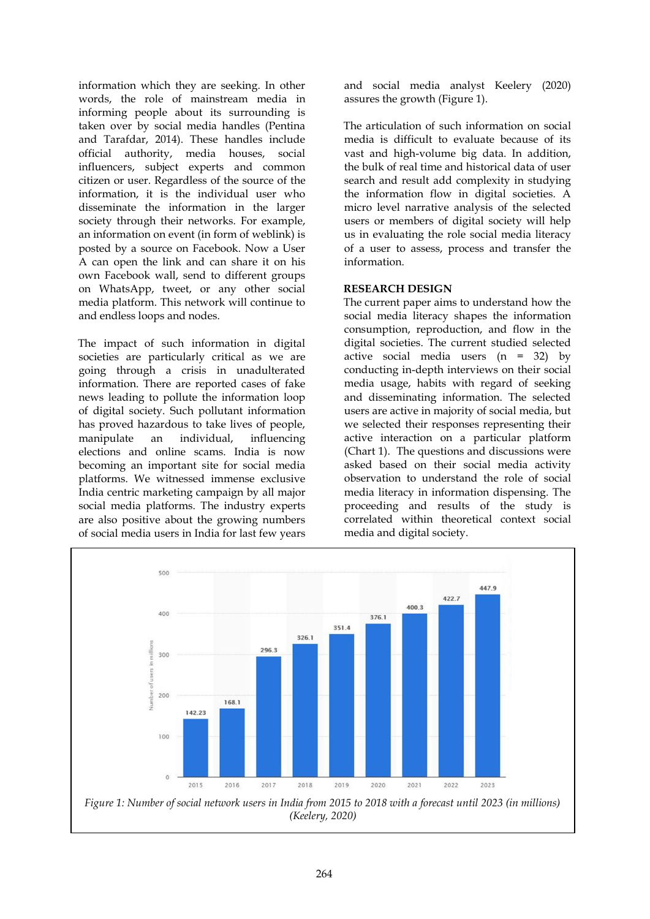information which they are seeking. In other words, the role of mainstream media in informing people about its surrounding is taken over by social media handles (Pentina and Tarafdar, 2014). These handles include official authority, media houses, social influencers, subject experts and common citizen or user. Regardless of the source of the information, it is the individual user who disseminate the information in the larger society through their networks. For example, an information on event (in form of weblink) is posted by a source on Facebook. Now a User A can open the link and can share it on his own Facebook wall, send to different groups on WhatsApp, tweet, or any other social media platform. This network will continue to and endless loops and nodes.

The impact of such information in digital societies are particularly critical as we are going through a crisis in unadulterated information. There are reported cases of fake news leading to pollute the information loop of digital society. Such pollutant information has proved hazardous to take lives of people, manipulate an individual, influencing elections and online scams. India is now becoming an important site for social media platforms. We witnessed immense exclusive India centric marketing campaign by all major social media platforms. The industry experts are also positive about the growing numbers of social media users in India for last few years and social media analyst Keelery (2020) assures the growth (Figure 1).

The articulation of such information on social media is difficult to evaluate because of its vast and high-volume big data. In addition, the bulk of real time and historical data of user search and result add complexity in studying the information flow in digital societies. A micro level narrative analysis of the selected users or members of digital society will help us in evaluating the role social media literacy of a user to assess, process and transfer the information.

## RESEARCH DESIGN

The current paper aims to understand how the social media literacy shapes the information consumption, reproduction, and flow in the digital societies. The current studied selected active social media users (n = 32) by conducting in-depth interviews on their social media usage, habits with regard of seeking and disseminating information. The selected users are active in majority of social media, but we selected their responses representing their active interaction on a particular platform (Chart 1). The questions and discussions were asked based on their social media activity observation to understand the role of social media literacy in information dispensing. The proceeding and results of the study is correlated within theoretical context social media and digital society.

| Year | Number of users in millions |
|---|---|
| 2015 | 142.23 |
| 2016 | 168.1 |
| 2017 | 296.3 |
| 2018 | 326.1 |
| 2019 | 351.4 |
| 2020 | 376.1 |
| 2021 | 400.3 |
| 2022 | 422.7 |
| 2023 | 447.9 |

*Figure 1: Number of social network users in India from 2015 to 2018 with a forecast until 2023 (in millions) (Keelery, 2020)*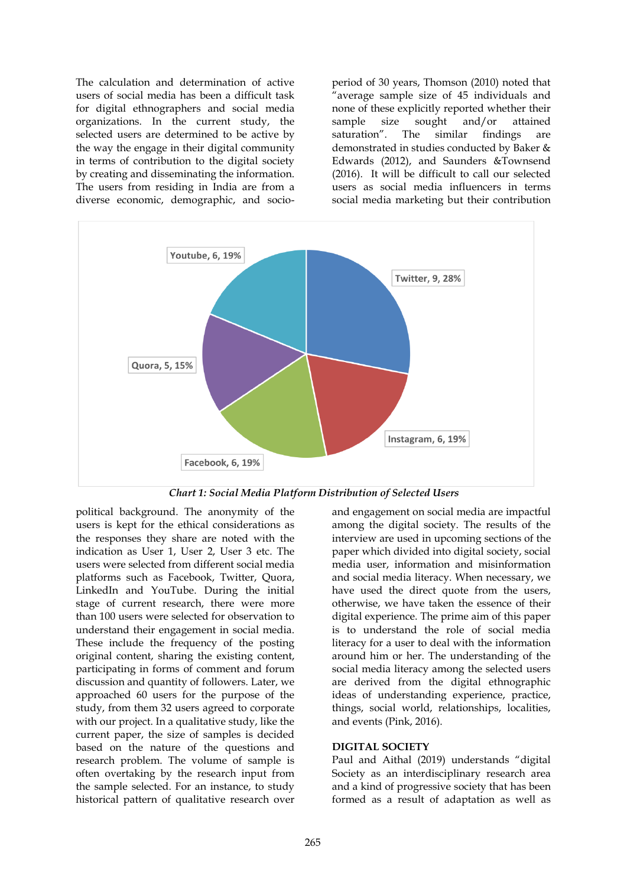The calculation and determination of active users of social media has been a difficult task for digital ethnographers and social media organizations. In the current study, the selected users are determined to be active by the way the engage in their digital community in terms of contribution to the digital society by creating and disseminating the information. The users from residing in India are from a diverse economic, demographic, and socio-political background. The anonymity of the users is kept for the ethical considerations as the responses they share are noted with the indication as User 1, User 2, User 3 etc. The users were selected from different social media platforms such as Facebook, Twitter, Quora, LinkedIn and YouTube. During the initial stage of current research, there were more than 100 users were selected for observation to understand their engagement in social media. These include the frequency of the posting original content, sharing the existing content, participating in forms of comment and forum discussion and quantity of followers. Later, we approached 60 users for the purpose of the study, from them 32 users agreed to corporate with our project. In a qualitative study, like the current paper, the size of samples is decided based on the nature of the questions and research problem. The volume of sample is often overtaking by the research input from the sample selected. For an instance, to study historical pattern of qualitative research over period of 30 years, Thomson (2010) noted that "average sample size of 45 individuals and none of these explicitly reported whether their sample size sought and/or attained saturation". The similar findings are demonstrated in studies conducted by Baker & Edwards (2012), and Saunders &Townsend (2016). It will be difficult to call our selected users as social media influencers in terms social media marketing but their contribution and engagement on social media are impactful among the digital society. The results of the interview are used in upcoming sections of the paper which divided into digital society, social media user, information and misinformation and social media literacy. When necessary, we have used the direct quote from the users, otherwise, we have taken the essence of their digital experience. The prime aim of this paper is to understand the role of social media literacy for a user to deal with the information around him or her. The understanding of the social media literacy among the selected users are derived from the digital ethnographic ideas of understanding experience, practice, things, social world, relationships, localities, and events (Pink, 2016).

| Platform | Users | Share |
|---|---|---|
| Twitter | 9 | 28% |
| Instagram | 6 | 19% |
| Facebook | 6 | 19% |
| Quora | 5 | 15% |
| Youtube | 6 | 19% |

*Chart 1: Social Media Platform Distribution of Selected Users*

## DIGITAL SOCIETY

Paul and Aithal (2019) understands "digital Society as an interdisciplinary research area and a kind of progressive society that has been formed as a result of adaptation as well as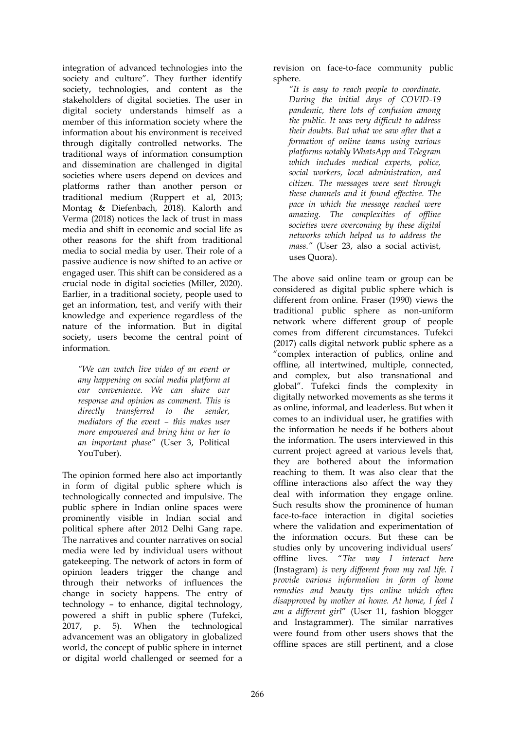integration of advanced technologies into the society and culture". They further identify society, technologies, and content as the stakeholders of digital societies. The user in digital society understands himself as a member of this information society where the information about his environment is received through digitally controlled networks. The traditional ways of information consumption and dissemination are challenged in digital societies where users depend on devices and platforms rather than another person or traditional medium (Ruppert et al, 2013; Montag & Diefenbach, 2018). Kalorth and Verma (2018) notices the lack of trust in mass media and shift in economic and social life as other reasons for the shift from traditional media to social media by user. Their role of a passive audience is now shifted to an active or engaged user. This shift can be considered as a crucial node in digital societies (Miller, 2020). Earlier, in a traditional society, people used to get an information, test, and verify with their knowledge and experience regardless of the nature of the information. But in digital society, users become the central point of information.

> *"We can watch live video of an event or any happening on social media platform at our convenience. We can share our response and opinion as comment. This is directly transferred to the sender, mediators of the event – this makes user more empowered and bring him or her to an important phase"* (User 3, Political YouTuber).

The opinion formed here also act importantly in form of digital public sphere which is technologically connected and impulsive. The public sphere in Indian online spaces were prominently visible in Indian social and political sphere after 2012 Delhi Gang rape. The narratives and counter narratives on social media were led by individual users without gatekeeping. The network of actors in form of opinion leaders trigger the change and through their networks of influences the change in society happens. The entry of technology – to enhance, digital technology, powered a shift in public sphere (Tufekci, 2017, p. 5). When the technological advancement was an obligatory in globalized world, the concept of public sphere in internet or digital world challenged or seemed for a revision on face-to-face community public sphere.

> *"It is easy to reach people to coordinate. During the initial days of COVID-19 pandemic, there lots of confusion among the public. It was very difficult to address their doubts. But what we saw after that a formation of online teams using various platforms notably WhatsApp and Telegram which includes medical experts, police, social workers, local administration, and citizen. The messages were sent through these channels and it found effective. The pace in which the message reached were amazing. The complexities of offline societies were overcoming by these digital networks which helped us to address the mass."* (User 23, also a social activist, uses Quora).

The above said online team or group can be considered as digital public sphere which is different from online. Fraser (1990) views the traditional public sphere as non-uniform network where different group of people comes from different circumstances. Tufekci (2017) calls digital network public sphere as a "complex interaction of publics, online and offline, all intertwined, multiple, connected, and complex, but also transnational and global". Tufekci finds the complexity in digitally networked movements as she terms it as online, informal, and leaderless. But when it comes to an individual user, he gratifies with the information he needs if he bothers about the information. The users interviewed in this current project agreed at various levels that, they are bothered about the information reaching to them. It was also clear that the offline interactions also affect the way they deal with information they engage online. Such results show the prominence of human face-to-face interaction in digital societies where the validation and experimentation of the information occurs. But these can be studies only by uncovering individual users' offline lives. "*The way I interact here* (Instagram) *is very different from my real life. I provide various information in form of home remedies and beauty tips online which often disapproved by mother at home. At home, I feel I am a different girl*" (User 11, fashion blogger and Instagrammer). The similar narratives were found from other users shows that the offline spaces are still pertinent, and a close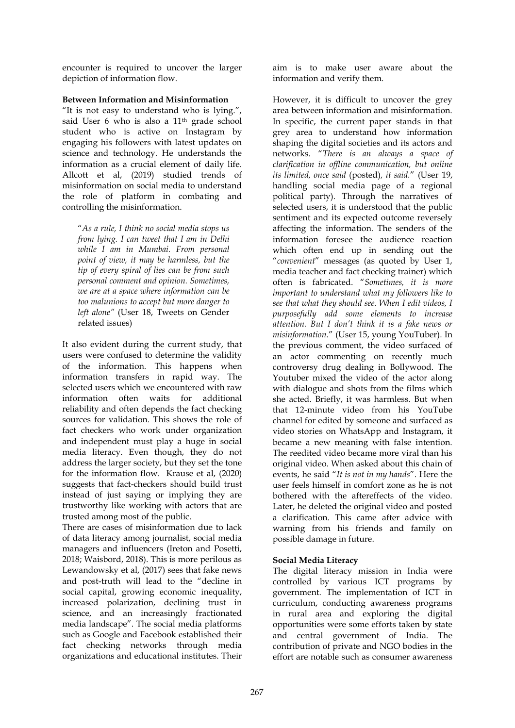encounter is required to uncover the larger depiction of information flow.

**Between Information and Misinformation**

"It is not easy to understand who is lying.", said User 6 who is also a 11th grade school student who is active on Instagram by engaging his followers with latest updates on science and technology. He understands the information as a crucial element of daily life. Allcott et al, (2019) studied trends of misinformation on social media to understand the role of platform in combating and controlling the misinformation.

> "*As a rule, I think no social media stops us from lying. I can tweet that I am in Delhi while I am in Mumbai. From personal point of view, it may be harmless, but the tip of every spiral of lies can be from such personal comment and opinion. Sometimes, we are at a space where information can be too malunions to accept but more danger to left alone*" (User 18, Tweets on Gender related issues)

It also evident during the current study, that users were confused to determine the validity of the information. This happens when information transfers in rapid way. The selected users which we encountered with raw information often waits for additional reliability and often depends the fact checking sources for validation. This shows the role of fact checkers who work under organization and independent must play a huge in social media literacy. Even though, they do not address the larger society, but they set the tone for the information flow. Krause et al, (2020) suggests that fact-checkers should build trust instead of just saying or implying they are trustworthy like working with actors that are trusted among most of the public.

There are cases of misinformation due to lack of data literacy among journalist, social media managers and influencers (Ireton and Posetti, 2018; Waisbord, 2018). This is more perilous as Lewandowsky et al, (2017) sees that fake news and post-truth will lead to the "decline in social capital, growing economic inequality, increased polarization, declining trust in science, and an increasingly fractionated media landscape". The social media platforms such as Google and Facebook established their fact checking networks through media organizations and educational institutes. Their aim is to make user aware about the information and verify them.

However, it is difficult to uncover the grey area between information and misinformation. In specific, the current paper stands in that grey area to understand how information shaping the digital societies and its actors and networks. "*There is an always a space of clarification in offline communication, but online its limited, once said* (posted)*, it said.*" (User 19, handling social media page of a regional political party). Through the narratives of selected users, it is understood that the public sentiment and its expected outcome reversely affecting the information. The senders of the information foresee the audience reaction which often end up in sending out the "*convenient*" messages (as quoted by User 1, media teacher and fact checking trainer) which often is fabricated. "*Sometimes, it is more important to understand what my followers like to see that what they should see. When I edit videos, I purposefully add some elements to increase attention. But I don't think it is a fake news or misinformation.*" (User 15, young YouTuber). In the previous comment, the video surfaced of an actor commenting on recently much controversy drug dealing in Bollywood. The Youtuber mixed the video of the actor along with dialogue and shots from the films which she acted. Briefly, it was harmless. But when that 12-minute video from his YouTube channel for edited by someone and surfaced as video stories on WhatsApp and Instagram, it became a new meaning with false intention. The reedited video became more viral than his original video. When asked about this chain of events, he said "*It is not in my hands*". Here the user feels himself in comfort zone as he is not bothered with the aftereffects of the video. Later, he deleted the original video and posted a clarification. This came after advice with warning from his friends and family on possible damage in future.

**Social Media Literacy**

The digital literacy mission in India were controlled by various ICT programs by government. The implementation of ICT in curriculum, conducting awareness programs in rural area and exploring the digital opportunities were some efforts taken by state and central government of India. The contribution of private and NGO bodies in the effort are notable such as consumer awareness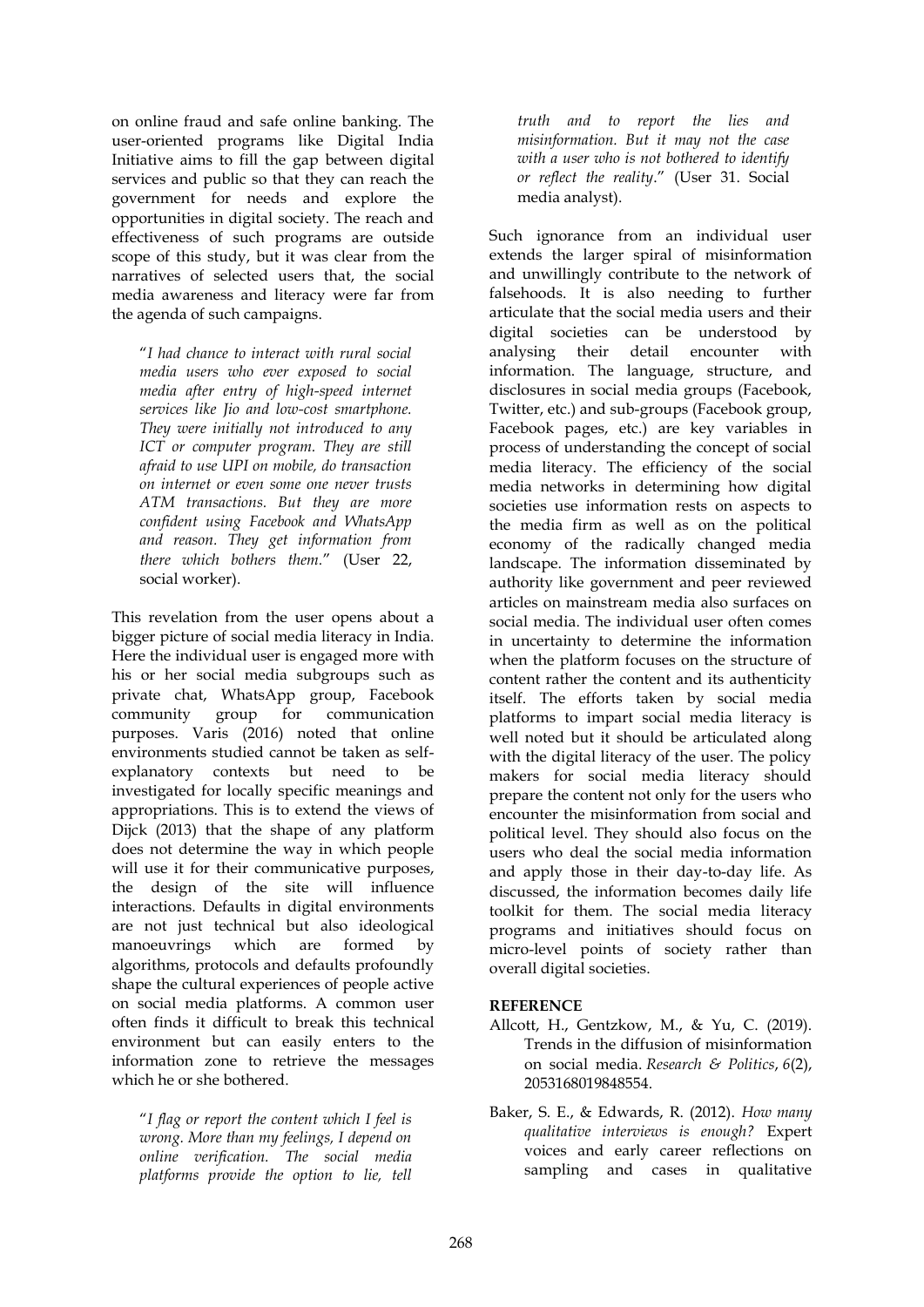on online fraud and safe online banking. The user-oriented programs like Digital India Initiative aims to fill the gap between digital services and public so that they can reach the government for needs and explore the opportunities in digital society. The reach and effectiveness of such programs are outside scope of this study, but it was clear from the narratives of selected users that, the social media awareness and literacy were far from the agenda of such campaigns.

> "*I had chance to interact with rural social media users who ever exposed to social media after entry of high-speed internet services like Jio and low-cost smartphone. They were initially not introduced to any ICT or computer program. They are still afraid to use UPI on mobile, do transaction on internet or even some one never trusts ATM transactions. But they are more confident using Facebook and WhatsApp and reason. They get information from there which bothers them.*" (User 22, social worker).

This revelation from the user opens about a bigger picture of social media literacy in India. Here the individual user is engaged more with his or her social media subgroups such as private chat, WhatsApp group, Facebook community group for communication purposes. Varis (2016) noted that online environments studied cannot be taken as self-explanatory contexts but need to be investigated for locally specific meanings and appropriations. This is to extend the views of Dijck (2013) that the shape of any platform does not determine the way in which people will use it for their communicative purposes, the design of the site will influence interactions. Defaults in digital environments are not just technical but also ideological manoeuvrings which are formed by algorithms, protocols and defaults profoundly shape the cultural experiences of people active on social media platforms. A common user often finds it difficult to break this technical environment but can easily enters to the information zone to retrieve the messages which he or she bothered.

> "*I flag or report the content which I feel is wrong. More than my feelings, I depend on online verification. The social media platforms provide the option to lie, tell truth and to report the lies and misinformation. But it may not the case with a user who is not bothered to identify or reflect the reality*." (User 31. Social media analyst).

Such ignorance from an individual user extends the larger spiral of misinformation and unwillingly contribute to the network of falsehoods. It is also needing to further articulate that the social media users and their digital societies can be understood by analysing their detail encounter with information. The language, structure, and disclosures in social media groups (Facebook, Twitter, etc.) and sub-groups (Facebook group, Facebook pages, etc.) are key variables in process of understanding the concept of social media literacy. The efficiency of the social media networks in determining how digital societies use information rests on aspects to the media firm as well as on the political economy of the radically changed media landscape. The information disseminated by authority like government and peer reviewed articles on mainstream media also surfaces on social media. The individual user often comes in uncertainty to determine the information when the platform focuses on the structure of content rather the content and its authenticity itself. The efforts taken by social media platforms to impart social media literacy is well noted but it should be articulated along with the digital literacy of the user. The policy makers for social media literacy should prepare the content not only for the users who encounter the misinformation from social and political level. They should also focus on the users who deal the social media information and apply those in their day-to-day life. As discussed, the information becomes daily life toolkit for them. The social media literacy programs and initiatives should focus on micro-level points of society rather than overall digital societies.

## REFERENCE

Allcott, H., Gentzkow, M., & Yu, C. (2019). Trends in the diffusion of misinformation on social media. *Research & Politics*, *6*(2), 2053168019848554.

Baker, S. E., & Edwards, R. (2012). *How many qualitative interviews is enough?* Expert voices and early career reflections on sampling and cases in qualitative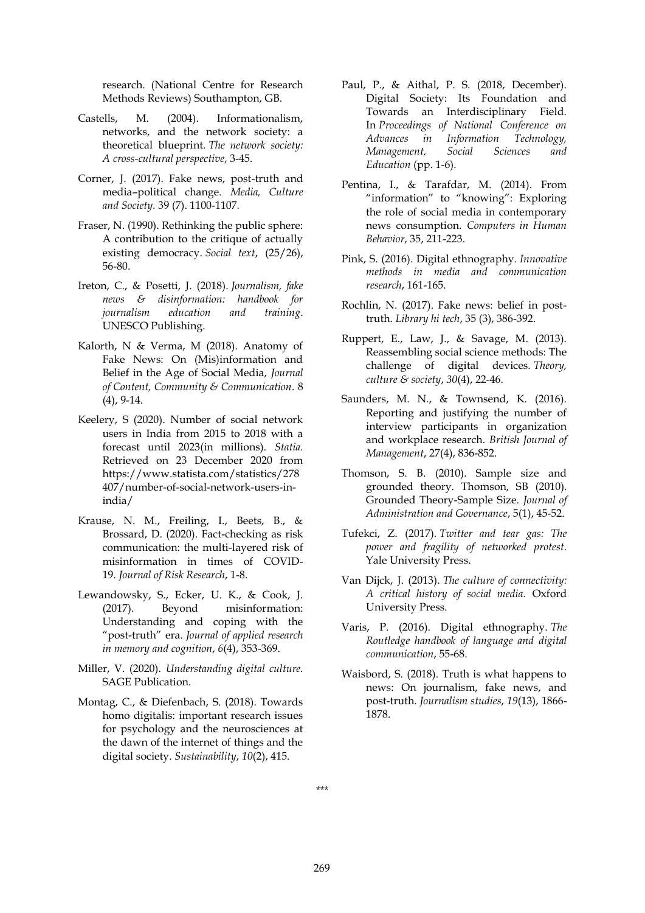research. (National Centre for Research Methods Reviews) Southampton, GB.

Castells, M. (2004). Informationalism, networks, and the network society: a theoretical blueprint. *The network society: A cross-cultural perspective*, 3-45.

Corner, J. (2017). Fake news, post-truth and media–political change. *Media, Culture and Society.* 39 (7). 1100-1107.

Fraser, N. (1990). Rethinking the public sphere: A contribution to the critique of actually existing democracy. *Social text*, (25/26), 56-80.

Ireton, C., & Posetti, J. (2018). *Journalism, fake news & disinformation: handbook for journalism education and training*. UNESCO Publishing.

Kalorth, N & Verma, M (2018). Anatomy of Fake News: On (Mis)information and Belief in the Age of Social Media, *Journal of Content, Community & Communication*. 8 (4), 9-14.

Keelery, S (2020). Number of social network users in India from 2015 to 2018 with a forecast until 2023(in millions). *Statia.* Retrieved on 23 December 2020 from https://www.statista.com/statistics/278407/number-of-social-network-users-in-india/

Krause, N. M., Freiling, I., Beets, B., & Brossard, D. (2020). Fact-checking as risk communication: the multi-layered risk of misinformation in times of COVID-19. *Journal of Risk Research*, 1-8.

Lewandowsky, S., Ecker, U. K., & Cook, J. (2017). Beyond misinformation: Understanding and coping with the "post-truth" era. *Journal of applied research in memory and cognition*, *6*(4), 353-369.

Miller, V. (2020). *Understanding digital culture.* SAGE Publication.

Montag, C., & Diefenbach, S. (2018). Towards homo digitalis: important research issues for psychology and the neurosciences at the dawn of the internet of things and the digital society. *Sustainability*, *10*(2), 415.

Paul, P., & Aithal, P. S. (2018, December). Digital Society: Its Foundation and Towards an Interdisciplinary Field. In *Proceedings of National Conference on Advances in Information Technology, Management, Social Sciences and Education* (pp. 1-6).

Pentina, I., & Tarafdar, M. (2014). From "information" to "knowing": Exploring the role of social media in contemporary news consumption. *Computers in Human Behavior*, 35, 211-223.

Pink, S. (2016). Digital ethnography. *Innovative methods in media and communication research*, 161-165.

Rochlin, N. (2017). Fake news: belief in post-truth. *Library hi tech*, 35 (3), 386-392.

Ruppert, E., Law, J., & Savage, M. (2013). Reassembling social science methods: The challenge of digital devices. *Theory, culture & society*, *30*(4), 22-46.

Saunders, M. N., & Townsend, K. (2016). Reporting and justifying the number of interview participants in organization and workplace research. *British Journal of Management*, 27(4), 836-852.

Thomson, S. B. (2010). Sample size and grounded theory. Thomson, SB (2010). Grounded Theory-Sample Size. *Journal of Administration and Governance*, 5(1), 45-52.

Tufekci, Z. (2017). *Twitter and tear gas: The power and fragility of networked protest*. Yale University Press.

Van Dijck, J. (2013). *The culture of connectivity: A critical history of social media*. Oxford University Press.

Varis, P. (2016). Digital ethnography. *The Routledge handbook of language and digital communication*, 55-68.

Waisbord, S. (2018). Truth is what happens to news: On journalism, fake news, and post-truth. *Journalism studies*, *19*(13), 1866-1878.

***